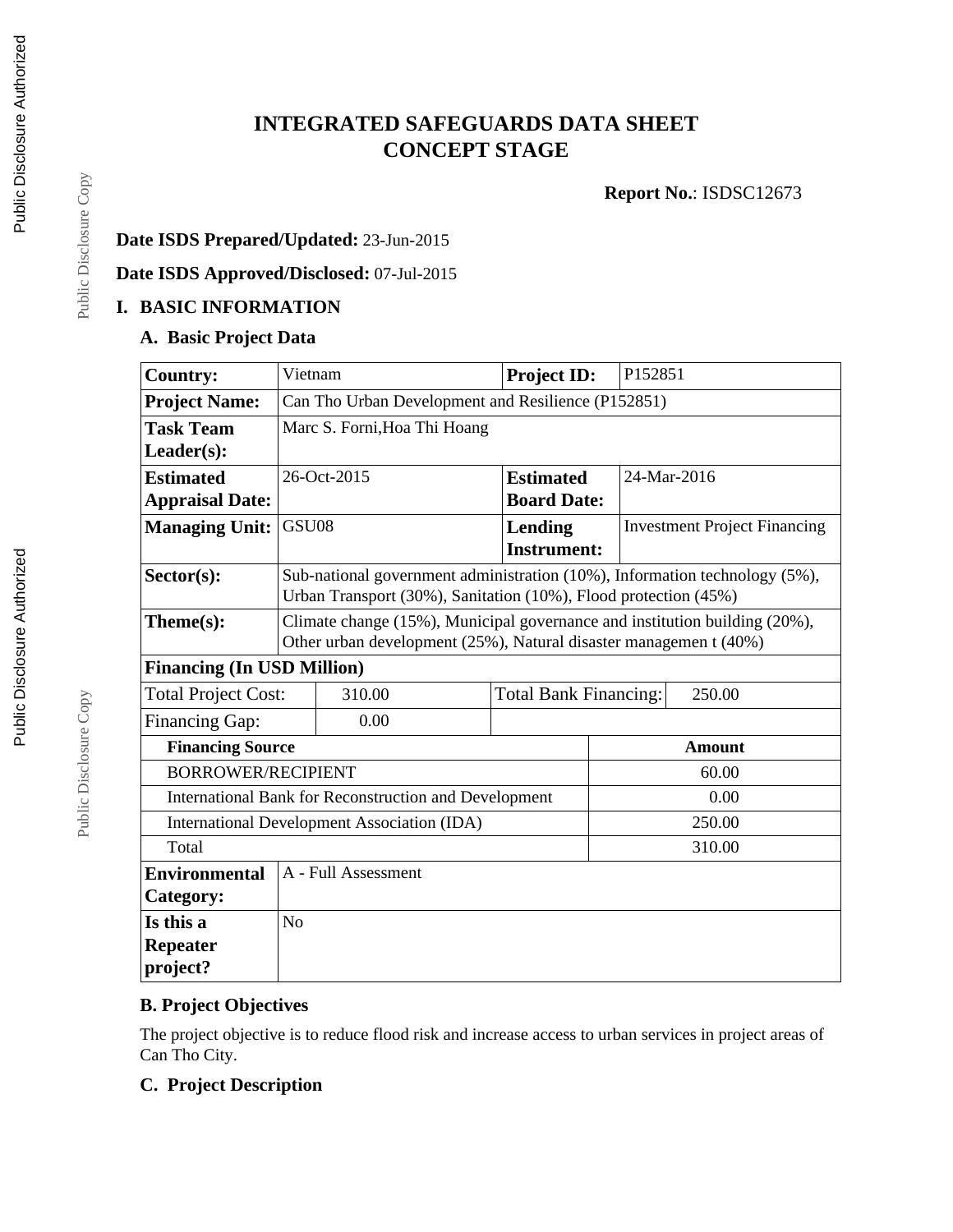# INTEGRATED SAFEGUARDS DATA SHEET
# CONCEPT STAGE

**Report No.**: ISDSC12673

**Date ISDS Prepared/Updated:** 23-Jun-2015

**Date ISDS Approved/Disclosed:** 07-Jul-2015

## I. BASIC INFORMATION

### A. Basic Project Data

| | | | |
|---|---|---|---|
| **Country:** | Vietnam | **Project ID:** | P152851 |
| **Project Name:** | Can Tho Urban Development and Resilience (P152851) | | |
| **Task Team Leader(s):** | Marc S. Forni,Hoa Thi Hoang | | |
| **Estimated Appraisal Date:** | 26-Oct-2015 | **Estimated Board Date:** | 24-Mar-2016 |
| **Managing Unit:** | GSU08 | **Lending Instrument:** | Investment Project Financing |
| **Sector(s):** | Sub-national government administration (10%), Information technology (5%), Urban Transport (30%), Sanitation (10%), Flood protection (45%) | | |
| **Theme(s):** | Climate change (15%), Municipal governance and institution building (20%), Other urban development (25%), Natural disaster managemen t (40%) | | |

| **Financing (In USD Million)** | | | |
|---|---|---|---|
| Total Project Cost: | 310.00 | Total Bank Financing: | 250.00 |
| Financing Gap: | 0.00 | | |

| **Financing Source** | **Amount** |
|---|---|
| BORROWER/RECIPIENT | 60.00 |
| International Bank for Reconstruction and Development | 0.00 |
| International Development Association (IDA) | 250.00 |
| Total | 310.00 |

| | |
|---|---|
| **Environmental Category:** | A - Full Assessment |
| **Is this a Repeater project?** | No |

### B. Project Objectives

The project objective is to reduce flood risk and increase access to urban services in project areas of Can Tho City.

### C. Project Description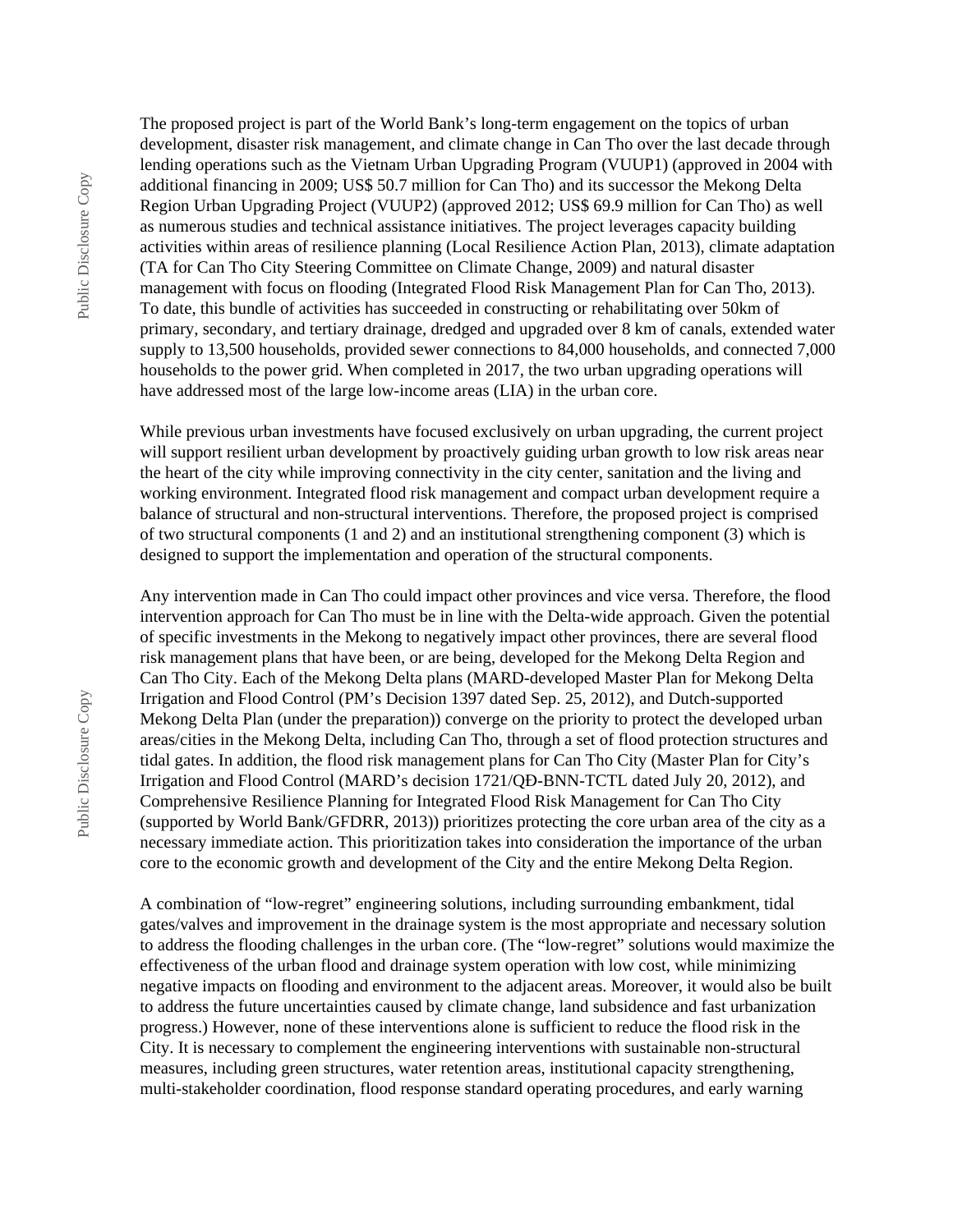The proposed project is part of the World Bank's long-term engagement on the topics of urban development, disaster risk management, and climate change in Can Tho over the last decade through lending operations such as the Vietnam Urban Upgrading Program (VUUP1) (approved in 2004 with additional financing in 2009; US$ 50.7 million for Can Tho) and its successor the Mekong Delta Region Urban Upgrading Project (VUUP2) (approved 2012; US$ 69.9 million for Can Tho) as well as numerous studies and technical assistance initiatives. The project leverages capacity building activities within areas of resilience planning (Local Resilience Action Plan, 2013), climate adaptation (TA for Can Tho City Steering Committee on Climate Change, 2009) and natural disaster management with focus on flooding (Integrated Flood Risk Management Plan for Can Tho, 2013). To date, this bundle of activities has succeeded in constructing or rehabilitating over 50km of primary, secondary, and tertiary drainage, dredged and upgraded over 8 km of canals, extended water supply to 13,500 households, provided sewer connections to 84,000 households, and connected 7,000 households to the power grid. When completed in 2017, the two urban upgrading operations will have addressed most of the large low-income areas (LIA) in the urban core.

While previous urban investments have focused exclusively on urban upgrading, the current project will support resilient urban development by proactively guiding urban growth to low risk areas near the heart of the city while improving connectivity in the city center, sanitation and the living and working environment. Integrated flood risk management and compact urban development require a balance of structural and non-structural interventions. Therefore, the proposed project is comprised of two structural components (1 and 2) and an institutional strengthening component (3) which is designed to support the implementation and operation of the structural components.

Any intervention made in Can Tho could impact other provinces and vice versa. Therefore, the flood intervention approach for Can Tho must be in line with the Delta-wide approach. Given the potential of specific investments in the Mekong to negatively impact other provinces, there are several flood risk management plans that have been, or are being, developed for the Mekong Delta Region and Can Tho City. Each of the Mekong Delta plans (MARD-developed Master Plan for Mekong Delta Irrigation and Flood Control (PM's Decision 1397 dated Sep. 25, 2012), and Dutch-supported Mekong Delta Plan (under the preparation)) converge on the priority to protect the developed urban areas/cities in the Mekong Delta, including Can Tho, through a set of flood protection structures and tidal gates. In addition, the flood risk management plans for Can Tho City (Master Plan for City's Irrigation and Flood Control (MARD's decision 1721/QĐ-BNN-TCTL dated July 20, 2012), and Comprehensive Resilience Planning for Integrated Flood Risk Management for Can Tho City (supported by World Bank/GFDRR, 2013)) prioritizes protecting the core urban area of the city as a necessary immediate action. This prioritization takes into consideration the importance of the urban core to the economic growth and development of the City and the entire Mekong Delta Region.

A combination of "low-regret" engineering solutions, including surrounding embankment, tidal gates/valves and improvement in the drainage system is the most appropriate and necessary solution to address the flooding challenges in the urban core. (The "low-regret" solutions would maximize the effectiveness of the urban flood and drainage system operation with low cost, while minimizing negative impacts on flooding and environment to the adjacent areas. Moreover, it would also be built to address the future uncertainties caused by climate change, land subsidence and fast urbanization progress.) However, none of these interventions alone is sufficient to reduce the flood risk in the City. It is necessary to complement the engineering interventions with sustainable non-structural measures, including green structures, water retention areas, institutional capacity strengthening, multi-stakeholder coordination, flood response standard operating procedures, and early warning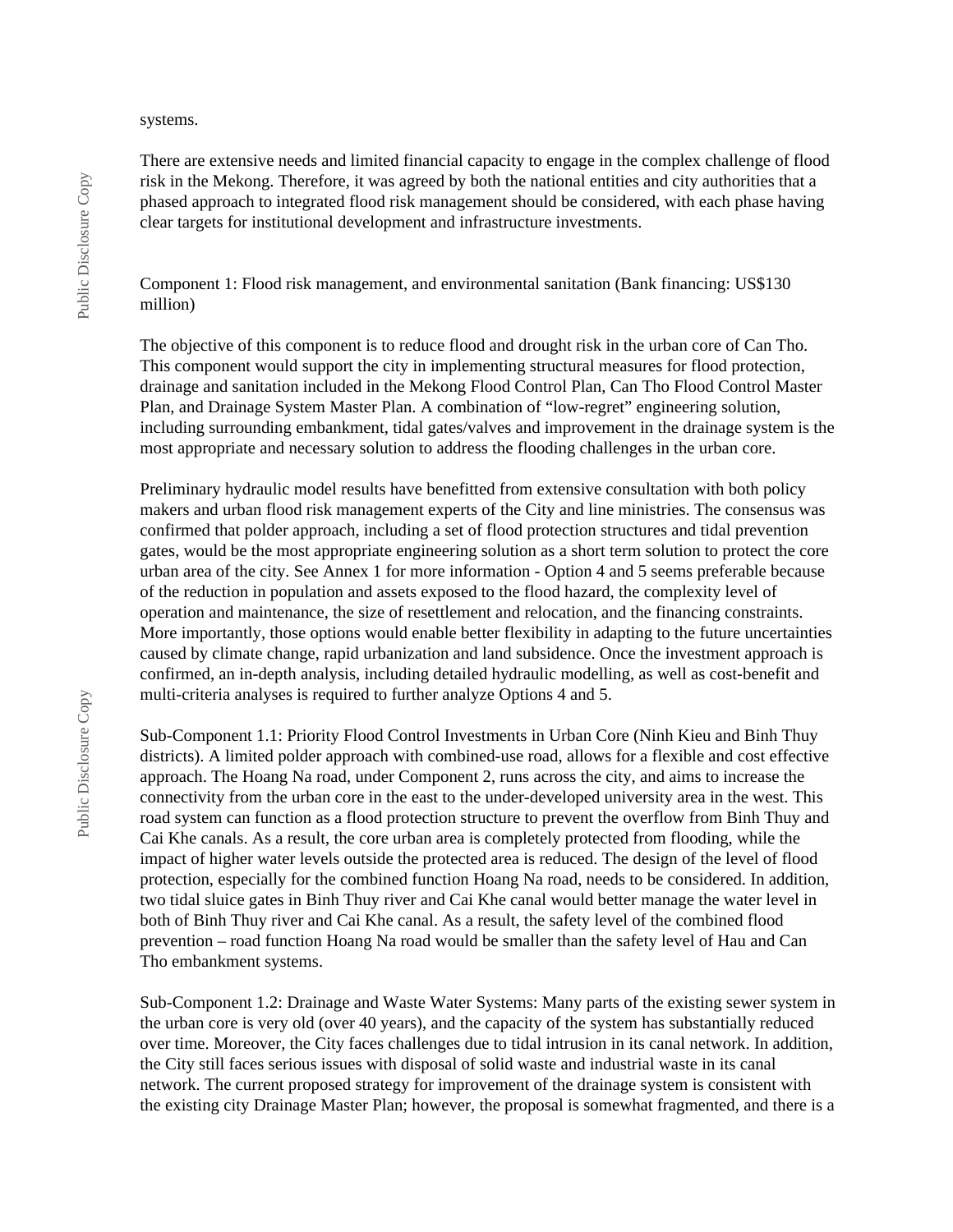systems.

There are extensive needs and limited financial capacity to engage in the complex challenge of flood risk in the Mekong. Therefore, it was agreed by both the national entities and city authorities that a phased approach to integrated flood risk management should be considered, with each phase having clear targets for institutional development and infrastructure investments.

Component 1: Flood risk management, and environmental sanitation (Bank financing: US$130 million)

The objective of this component is to reduce flood and drought risk in the urban core of Can Tho. This component would support the city in implementing structural measures for flood protection, drainage and sanitation included in the Mekong Flood Control Plan, Can Tho Flood Control Master Plan, and Drainage System Master Plan. A combination of "low-regret" engineering solution, including surrounding embankment, tidal gates/valves and improvement in the drainage system is the most appropriate and necessary solution to address the flooding challenges in the urban core.

Preliminary hydraulic model results have benefitted from extensive consultation with both policy makers and urban flood risk management experts of the City and line ministries. The consensus was confirmed that polder approach, including a set of flood protection structures and tidal prevention gates, would be the most appropriate engineering solution as a short term solution to protect the core urban area of the city. See Annex 1 for more information - Option 4 and 5 seems preferable because of the reduction in population and assets exposed to the flood hazard, the complexity level of operation and maintenance, the size of resettlement and relocation, and the financing constraints. More importantly, those options would enable better flexibility in adapting to the future uncertainties caused by climate change, rapid urbanization and land subsidence. Once the investment approach is confirmed, an in-depth analysis, including detailed hydraulic modelling, as well as cost-benefit and multi-criteria analyses is required to further analyze Options 4 and 5.

Sub-Component 1.1: Priority Flood Control Investments in Urban Core (Ninh Kieu and Binh Thuy districts). A limited polder approach with combined-use road, allows for a flexible and cost effective approach. The Hoang Na road, under Component 2, runs across the city, and aims to increase the connectivity from the urban core in the east to the under-developed university area in the west. This road system can function as a flood protection structure to prevent the overflow from Binh Thuy and Cai Khe canals. As a result, the core urban area is completely protected from flooding, while the impact of higher water levels outside the protected area is reduced. The design of the level of flood protection, especially for the combined function Hoang Na road, needs to be considered. In addition, two tidal sluice gates in Binh Thuy river and Cai Khe canal would better manage the water level in both of Binh Thuy river and Cai Khe canal. As a result, the safety level of the combined flood prevention – road function Hoang Na road would be smaller than the safety level of Hau and Can Tho embankment systems.

Sub-Component 1.2: Drainage and Waste Water Systems: Many parts of the existing sewer system in the urban core is very old (over 40 years), and the capacity of the system has substantially reduced over time. Moreover, the City faces challenges due to tidal intrusion in its canal network. In addition, the City still faces serious issues with disposal of solid waste and industrial waste in its canal network. The current proposed strategy for improvement of the drainage system is consistent with the existing city Drainage Master Plan; however, the proposal is somewhat fragmented, and there is a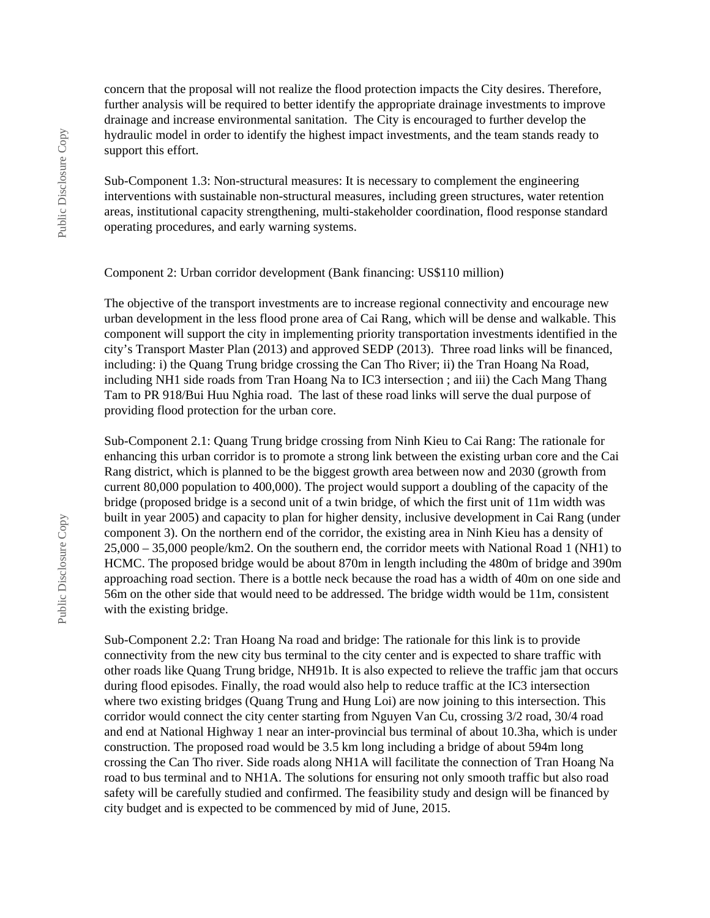concern that the proposal will not realize the flood protection impacts the City desires. Therefore, further analysis will be required to better identify the appropriate drainage investments to improve drainage and increase environmental sanitation. The City is encouraged to further develop the hydraulic model in order to identify the highest impact investments, and the team stands ready to support this effort.

Sub-Component 1.3: Non-structural measures: It is necessary to complement the engineering interventions with sustainable non-structural measures, including green structures, water retention areas, institutional capacity strengthening, multi-stakeholder coordination, flood response standard operating procedures, and early warning systems.

Component 2: Urban corridor development (Bank financing: US$110 million)

The objective of the transport investments are to increase regional connectivity and encourage new urban development in the less flood prone area of Cai Rang, which will be dense and walkable. This component will support the city in implementing priority transportation investments identified in the city's Transport Master Plan (2013) and approved SEDP (2013). Three road links will be financed, including: i) the Quang Trung bridge crossing the Can Tho River; ii) the Tran Hoang Na Road, including NH1 side roads from Tran Hoang Na to IC3 intersection ; and iii) the Cach Mang Thang Tam to PR 918/Bui Huu Nghia road. The last of these road links will serve the dual purpose of providing flood protection for the urban core.

Sub-Component 2.1: Quang Trung bridge crossing from Ninh Kieu to Cai Rang: The rationale for enhancing this urban corridor is to promote a strong link between the existing urban core and the Cai Rang district, which is planned to be the biggest growth area between now and 2030 (growth from current 80,000 population to 400,000). The project would support a doubling of the capacity of the bridge (proposed bridge is a second unit of a twin bridge, of which the first unit of 11m width was built in year 2005) and capacity to plan for higher density, inclusive development in Cai Rang (under component 3). On the northern end of the corridor, the existing area in Ninh Kieu has a density of 25,000 – 35,000 people/km2. On the southern end, the corridor meets with National Road 1 (NH1) to HCMC. The proposed bridge would be about 870m in length including the 480m of bridge and 390m approaching road section. There is a bottle neck because the road has a width of 40m on one side and 56m on the other side that would need to be addressed. The bridge width would be 11m, consistent with the existing bridge.

Sub-Component 2.2: Tran Hoang Na road and bridge: The rationale for this link is to provide connectivity from the new city bus terminal to the city center and is expected to share traffic with other roads like Quang Trung bridge, NH91b. It is also expected to relieve the traffic jam that occurs during flood episodes. Finally, the road would also help to reduce traffic at the IC3 intersection where two existing bridges (Quang Trung and Hung Loi) are now joining to this intersection. This corridor would connect the city center starting from Nguyen Van Cu, crossing 3/2 road, 30/4 road and end at National Highway 1 near an inter-provincial bus terminal of about 10.3ha, which is under construction. The proposed road would be 3.5 km long including a bridge of about 594m long crossing the Can Tho river. Side roads along NH1A will facilitate the connection of Tran Hoang Na road to bus terminal and to NH1A. The solutions for ensuring not only smooth traffic but also road safety will be carefully studied and confirmed. The feasibility study and design will be financed by city budget and is expected to be commenced by mid of June, 2015.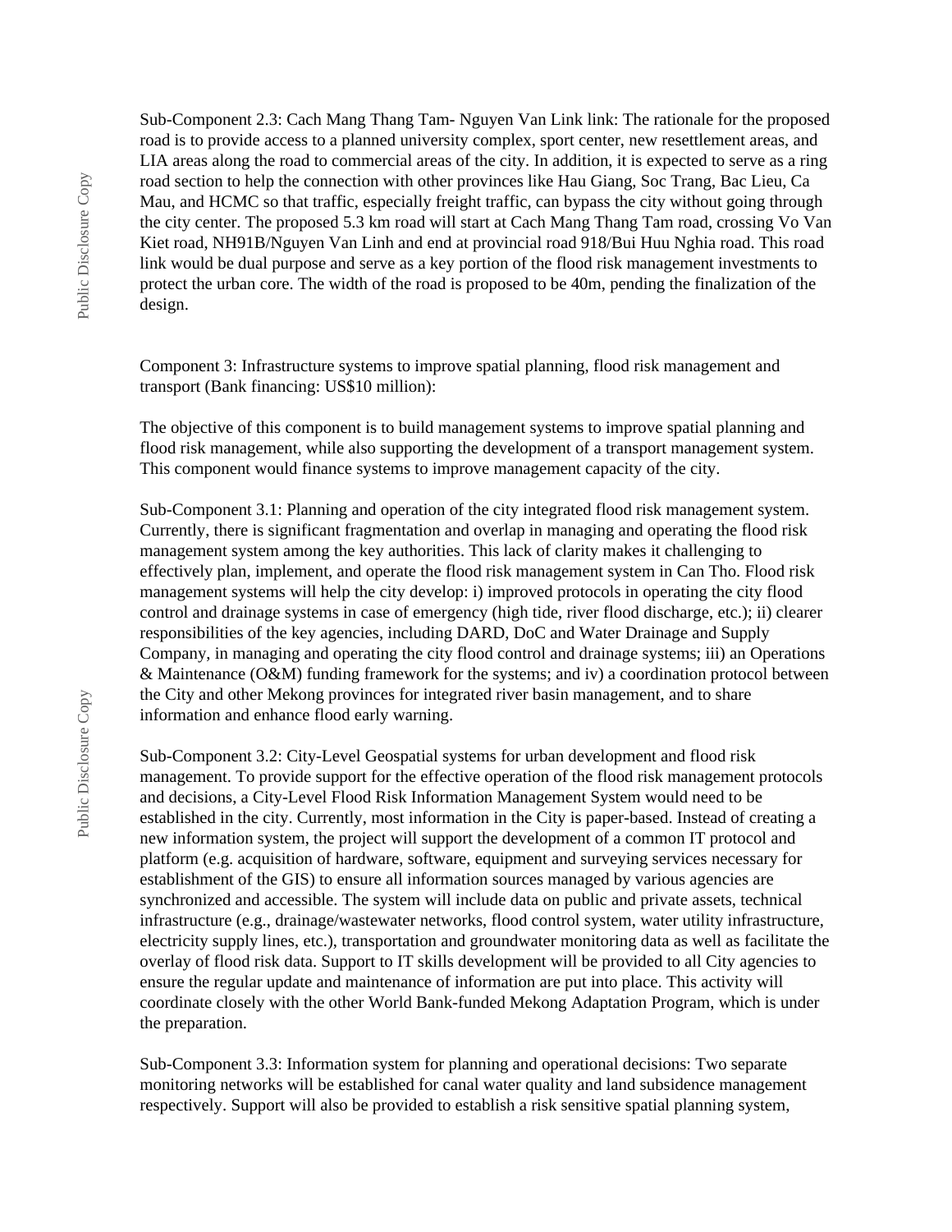Sub-Component 2.3: Cach Mang Thang Tam- Nguyen Van Link link: The rationale for the proposed road is to provide access to a planned university complex, sport center, new resettlement areas, and LIA areas along the road to commercial areas of the city. In addition, it is expected to serve as a ring road section to help the connection with other provinces like Hau Giang, Soc Trang, Bac Lieu, Ca Mau, and HCMC so that traffic, especially freight traffic, can bypass the city without going through the city center. The proposed 5.3 km road will start at Cach Mang Thang Tam road, crossing Vo Van Kiet road, NH91B/Nguyen Van Linh and end at provincial road 918/Bui Huu Nghia road. This road link would be dual purpose and serve as a key portion of the flood risk management investments to protect the urban core. The width of the road is proposed to be 40m, pending the finalization of the design.

Component 3: Infrastructure systems to improve spatial planning, flood risk management and transport (Bank financing: US$10 million):

The objective of this component is to build management systems to improve spatial planning and flood risk management, while also supporting the development of a transport management system. This component would finance systems to improve management capacity of the city.

Sub-Component 3.1: Planning and operation of the city integrated flood risk management system. Currently, there is significant fragmentation and overlap in managing and operating the flood risk management system among the key authorities. This lack of clarity makes it challenging to effectively plan, implement, and operate the flood risk management system in Can Tho. Flood risk management systems will help the city develop: i) improved protocols in operating the city flood control and drainage systems in case of emergency (high tide, river flood discharge, etc.); ii) clearer responsibilities of the key agencies, including DARD, DoC and Water Drainage and Supply Company, in managing and operating the city flood control and drainage systems; iii) an Operations & Maintenance (O&M) funding framework for the systems; and iv) a coordination protocol between the City and other Mekong provinces for integrated river basin management, and to share information and enhance flood early warning.

Sub-Component 3.2: City-Level Geospatial systems for urban development and flood risk management. To provide support for the effective operation of the flood risk management protocols and decisions, a City-Level Flood Risk Information Management System would need to be established in the city. Currently, most information in the City is paper-based. Instead of creating a new information system, the project will support the development of a common IT protocol and platform (e.g. acquisition of hardware, software, equipment and surveying services necessary for establishment of the GIS) to ensure all information sources managed by various agencies are synchronized and accessible. The system will include data on public and private assets, technical infrastructure (e.g., drainage/wastewater networks, flood control system, water utility infrastructure, electricity supply lines, etc.), transportation and groundwater monitoring data as well as facilitate the overlay of flood risk data. Support to IT skills development will be provided to all City agencies to ensure the regular update and maintenance of information are put into place. This activity will coordinate closely with the other World Bank-funded Mekong Adaptation Program, which is under the preparation.

Sub-Component 3.3: Information system for planning and operational decisions: Two separate monitoring networks will be established for canal water quality and land subsidence management respectively. Support will also be provided to establish a risk sensitive spatial planning system,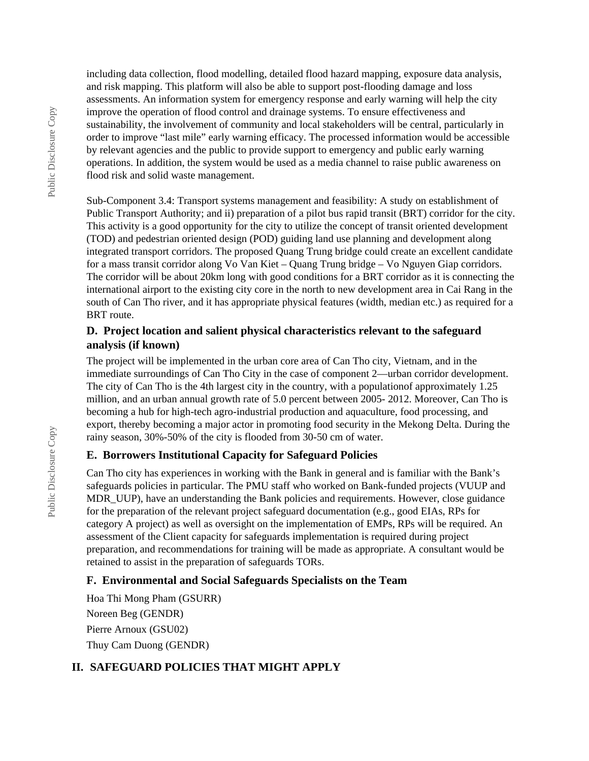including data collection, flood modelling, detailed flood hazard mapping, exposure data analysis, and risk mapping. This platform will also be able to support post-flooding damage and loss assessments. An information system for emergency response and early warning will help the city improve the operation of flood control and drainage systems. To ensure effectiveness and sustainability, the involvement of community and local stakeholders will be central, particularly in order to improve "last mile" early warning efficacy. The processed information would be accessible by relevant agencies and the public to provide support to emergency and public early warning operations. In addition, the system would be used as a media channel to raise public awareness on flood risk and solid waste management.

Sub-Component 3.4: Transport systems management and feasibility: A study on establishment of Public Transport Authority; and ii) preparation of a pilot bus rapid transit (BRT) corridor for the city. This activity is a good opportunity for the city to utilize the concept of transit oriented development (TOD) and pedestrian oriented design (POD) guiding land use planning and development along integrated transport corridors. The proposed Quang Trung bridge could create an excellent candidate for a mass transit corridor along Vo Van Kiet – Quang Trung bridge – Vo Nguyen Giap corridors. The corridor will be about 20km long with good conditions for a BRT corridor as it is connecting the international airport to the existing city core in the north to new development area in Cai Rang in the south of Can Tho river, and it has appropriate physical features (width, median etc.) as required for a BRT route.

### D. Project location and salient physical characteristics relevant to the safeguard analysis (if known)

The project will be implemented in the urban core area of Can Tho city, Vietnam, and in the immediate surroundings of Can Tho City in the case of component 2—urban corridor development. The city of Can Tho is the 4th largest city in the country, with a populationof approximately 1.25 million, and an urban annual growth rate of 5.0 percent between 2005- 2012. Moreover, Can Tho is becoming a hub for high-tech agro-industrial production and aquaculture, food processing, and export, thereby becoming a major actor in promoting food security in the Mekong Delta. During the rainy season, 30%-50% of the city is flooded from 30-50 cm of water.

### E. Borrowers Institutional Capacity for Safeguard Policies

Can Tho city has experiences in working with the Bank in general and is familiar with the Bank's safeguards policies in particular. The PMU staff who worked on Bank-funded projects (VUUP and MDR_UUP), have an understanding the Bank policies and requirements. However, close guidance for the preparation of the relevant project safeguard documentation (e.g., good EIAs, RPs for category A project) as well as oversight on the implementation of EMPs, RPs will be required. An assessment of the Client capacity for safeguards implementation is required during project preparation, and recommendations for training will be made as appropriate. A consultant would be retained to assist in the preparation of safeguards TORs.

### F. Environmental and Social Safeguards Specialists on the Team

Hoa Thi Mong Pham (GSURR)

Noreen Beg (GENDR)

Pierre Arnoux (GSU02)

Thuy Cam Duong (GENDR)

## II. SAFEGUARD POLICIES THAT MIGHT APPLY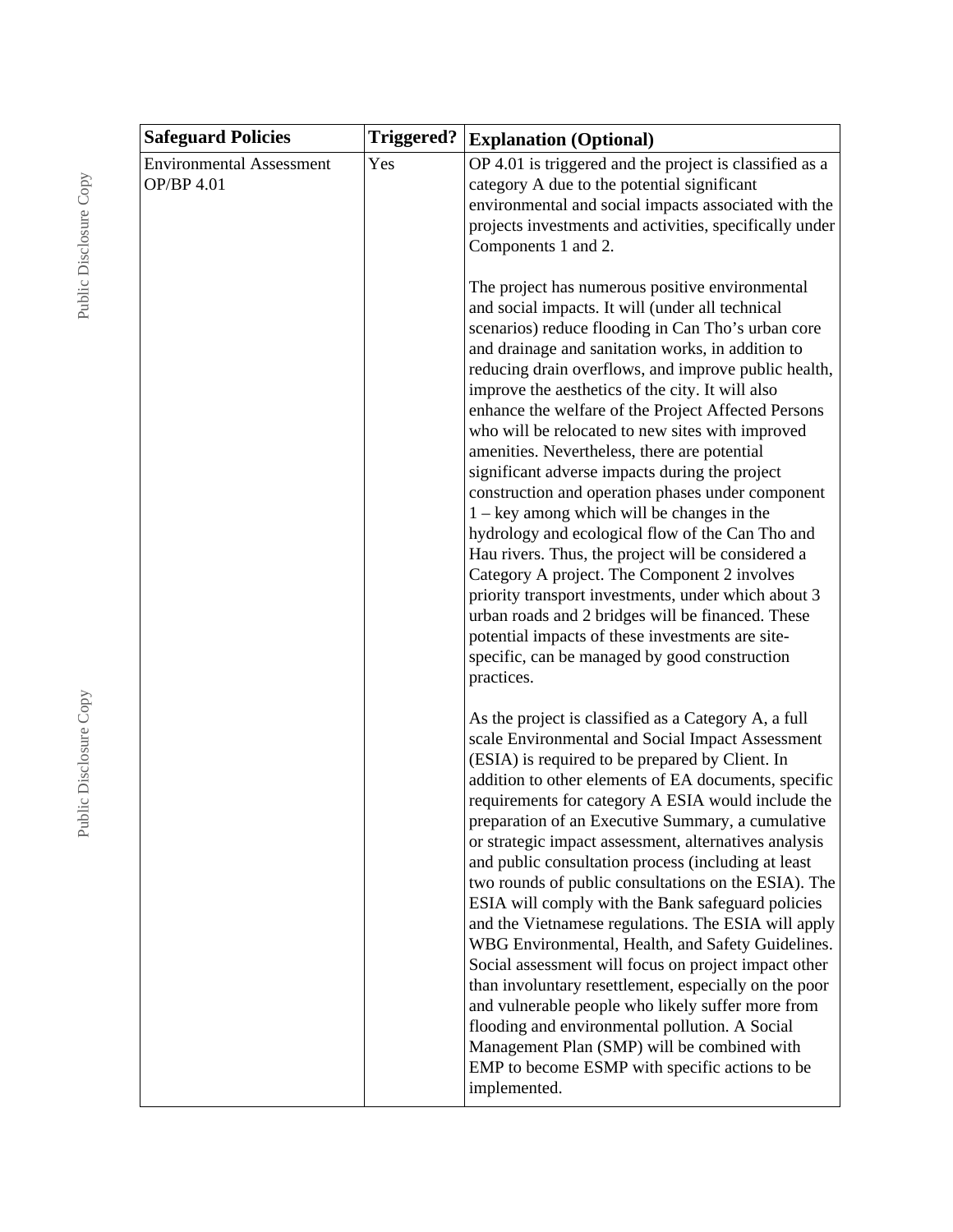| Safeguard Policies | Triggered? | Explanation (Optional) |
|---|---|---|
| Environmental Assessment OP/BP 4.01 | Yes | OP 4.01 is triggered and the project is classified as a category A due to the potential significant environmental and social impacts associated with the projects investments and activities, specifically under Components 1 and 2.<br><br>The project has numerous positive environmental and social impacts. It will (under all technical scenarios) reduce flooding in Can Tho's urban core and drainage and sanitation works, in addition to reducing drain overflows, and improve public health, improve the aesthetics of the city. It will also enhance the welfare of the Project Affected Persons who will be relocated to new sites with improved amenities. Nevertheless, there are potential significant adverse impacts during the project construction and operation phases under component 1 – key among which will be changes in the hydrology and ecological flow of the Can Tho and Hau rivers. Thus, the project will be considered a Category A project. The Component 2 involves priority transport investments, under which about 3 urban roads and 2 bridges will be financed. These potential impacts of these investments are site-specific, can be managed by good construction practices.<br><br>As the project is classified as a Category A, a full scale Environmental and Social Impact Assessment (ESIA) is required to be prepared by Client. In addition to other elements of EA documents, specific requirements for category A ESIA would include the preparation of an Executive Summary, a cumulative or strategic impact assessment, alternatives analysis and public consultation process (including at least two rounds of public consultations on the ESIA). The ESIA will comply with the Bank safeguard policies and the Vietnamese regulations. The ESIA will apply WBG Environmental, Health, and Safety Guidelines. Social assessment will focus on project impact other than involuntary resettlement, especially on the poor and vulnerable people who likely suffer more from flooding and environmental pollution. A Social Management Plan (SMP) will be combined with EMP to become ESMP with specific actions to be implemented. |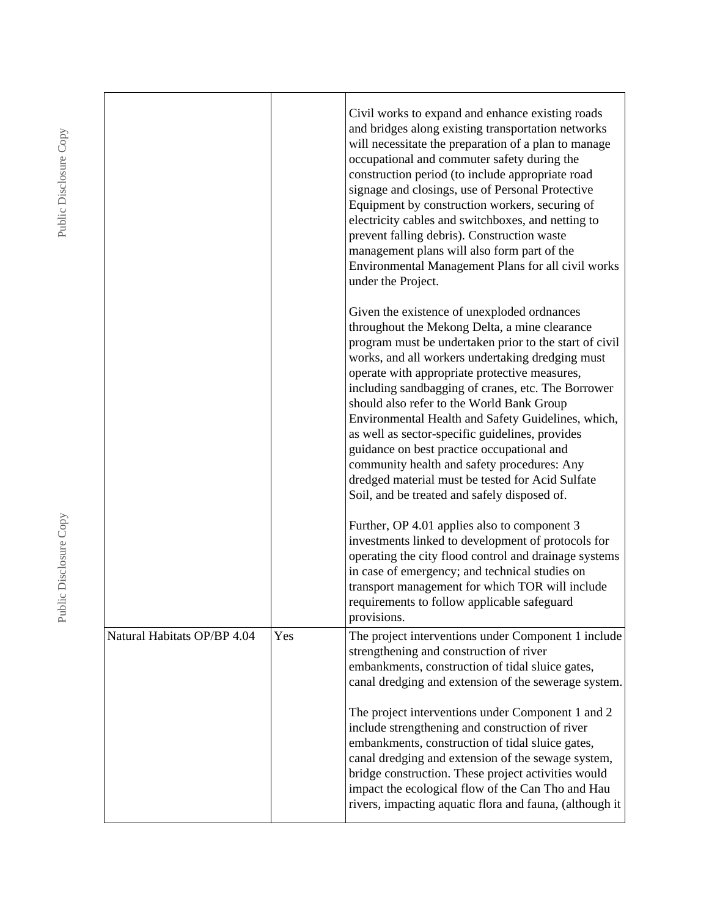| | | |
|---|---|---|
| | | Civil works to expand and enhance existing roads and bridges along existing transportation networks will necessitate the preparation of a plan to manage occupational and commuter safety during the construction period (to include appropriate road signage and closings, use of Personal Protective Equipment by construction workers, securing of electricity cables and switchboxes, and netting to prevent falling debris). Construction waste management plans will also form part of the Environmental Management Plans for all civil works under the Project.<br><br>Given the existence of unexploded ordnances throughout the Mekong Delta, a mine clearance program must be undertaken prior to the start of civil works, and all workers undertaking dredging must operate with appropriate protective measures, including sandbagging of cranes, etc. The Borrower should also refer to the World Bank Group Environmental Health and Safety Guidelines, which, as well as sector-specific guidelines, provides guidance on best practice occupational and community health and safety procedures: Any dredged material must be tested for Acid Sulfate Soil, and be treated and safely disposed of.<br><br>Further, OP 4.01 applies also to component 3 investments linked to development of protocols for operating the city flood control and drainage systems in case of emergency; and technical studies on transport management for which TOR will include requirements to follow applicable safeguard provisions. |
| Natural Habitats OP/BP 4.04 | Yes | The project interventions under Component 1 include strengthening and construction of river embankments, construction of tidal sluice gates, canal dredging and extension of the sewerage system.<br><br>The project interventions under Component 1 and 2 include strengthening and construction of river embankments, construction of tidal sluice gates, canal dredging and extension of the sewage system, bridge construction. These project activities would impact the ecological flow of the Can Tho and Hau rivers, impacting aquatic flora and fauna, (although it |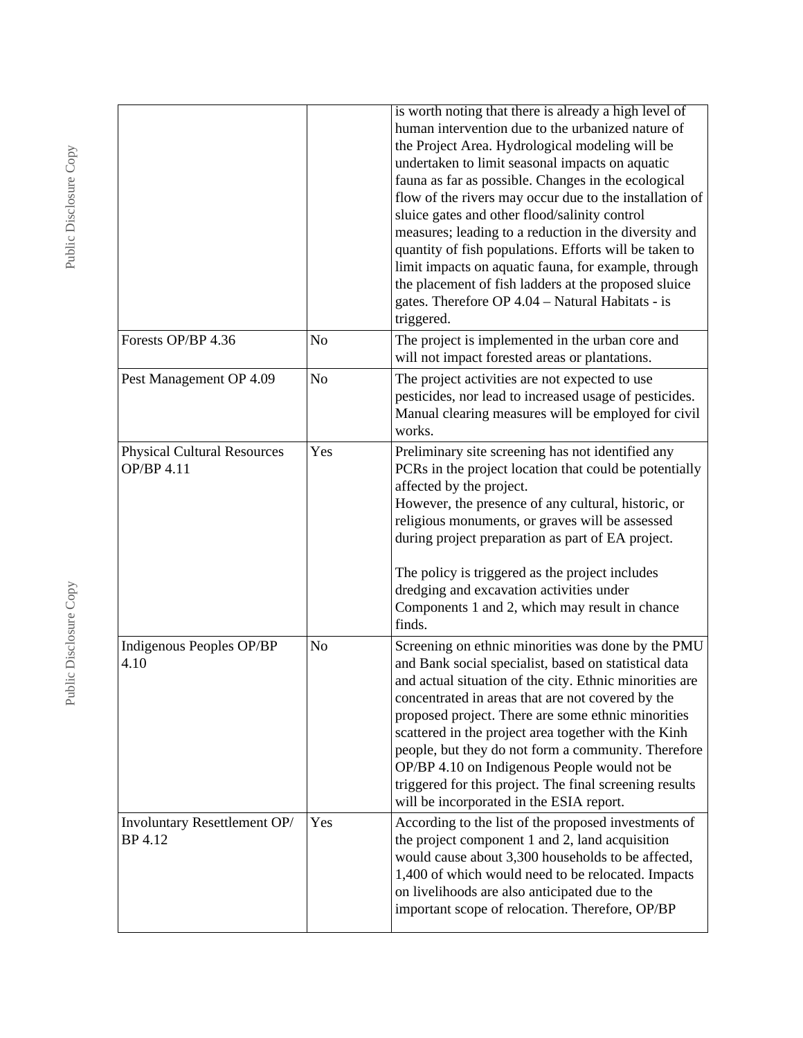| | | |
|---|---|---|
| | | is worth noting that there is already a high level of human intervention due to the urbanized nature of the Project Area. Hydrological modeling will be undertaken to limit seasonal impacts on aquatic fauna as far as possible. Changes in the ecological flow of the rivers may occur due to the installation of sluice gates and other flood/salinity control measures; leading to a reduction in the diversity and quantity of fish populations. Efforts will be taken to limit impacts on aquatic fauna, for example, through the placement of fish ladders at the proposed sluice gates. Therefore OP 4.04 – Natural Habitats - is triggered. |
| Forests OP/BP 4.36 | No | The project is implemented in the urban core and will not impact forested areas or plantations. |
| Pest Management OP 4.09 | No | The project activities are not expected to use pesticides, nor lead to increased usage of pesticides. Manual clearing measures will be employed for civil works. |
| Physical Cultural Resources OP/BP 4.11 | Yes | Preliminary site screening has not identified any PCRs in the project location that could be potentially affected by the project.<br>However, the presence of any cultural, historic, or religious monuments, or graves will be assessed during project preparation as part of EA project.<br><br>The policy is triggered as the project includes dredging and excavation activities under Components 1 and 2, which may result in chance finds. |
| Indigenous Peoples OP/BP 4.10 | No | Screening on ethnic minorities was done by the PMU and Bank social specialist, based on statistical data and actual situation of the city. Ethnic minorities are concentrated in areas that are not covered by the proposed project. There are some ethnic minorities scattered in the project area together with the Kinh people, but they do not form a community. Therefore OP/BP 4.10 on Indigenous People would not be triggered for this project. The final screening results will be incorporated in the ESIA report. |
| Involuntary Resettlement OP/ BP 4.12 | Yes | According to the list of the proposed investments of the project component 1 and 2, land acquisition would cause about 3,300 households to be affected, 1,400 of which would need to be relocated. Impacts on livelihoods are also anticipated due to the important scope of relocation. Therefore, OP/BP |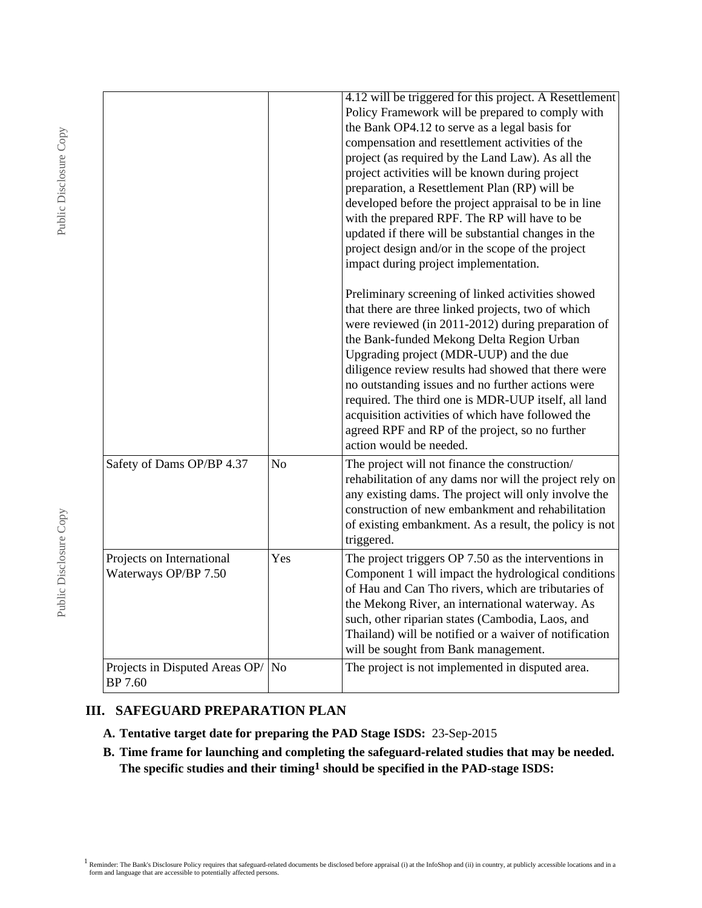| | | |
|---|---|---|
| | | 4.12 will be triggered for this project. A Resettlement Policy Framework will be prepared to comply with the Bank OP4.12 to serve as a legal basis for compensation and resettlement activities of the project (as required by the Land Law). As all the project activities will be known during project preparation, a Resettlement Plan (RP) will be developed before the project appraisal to be in line with the prepared RPF. The RP will have to be updated if there will be substantial changes in the project design and/or in the scope of the project impact during project implementation.<br><br>Preliminary screening of linked activities showed that there are three linked projects, two of which were reviewed (in 2011-2012) during preparation of the Bank-funded Mekong Delta Region Urban Upgrading project (MDR-UUP) and the due diligence review results had showed that there were no outstanding issues and no further actions were required. The third one is MDR-UUP itself, all land acquisition activities of which have followed the agreed RPF and RP of the project, so no further action would be needed. |
| Safety of Dams OP/BP 4.37 | No | The project will not finance the construction/ rehabilitation of any dams nor will the project rely on any existing dams. The project will only involve the construction of new embankment and rehabilitation of existing embankment. As a result, the policy is not triggered. |
| Projects on International Waterways OP/BP 7.50 | Yes | The project triggers OP 7.50 as the interventions in Component 1 will impact the hydrological conditions of Hau and Can Tho rivers, which are tributaries of the Mekong River, an international waterway. As such, other riparian states (Cambodia, Laos, and Thailand) will be notified or a waiver of notification will be sought from Bank management. |
| Projects in Disputed Areas OP/ BP 7.60 | No | The project is not implemented in disputed area. |

## III. SAFEGUARD PREPARATION PLAN

**A. Tentative target date for preparing the PAD Stage ISDS:** 23-Sep-2015

**B. Time frame for launching and completing the safeguard-related studies that may be needed. The specific studies and their timing[1] should be specified in the PAD-stage ISDS:**

[1] Reminder: The Bank's Disclosure Policy requires that safeguard-related documents be disclosed before appraisal (i) at the InfoShop and (ii) in country, at publicly accessible locations and in a form and language that are accessible to potentially affected persons.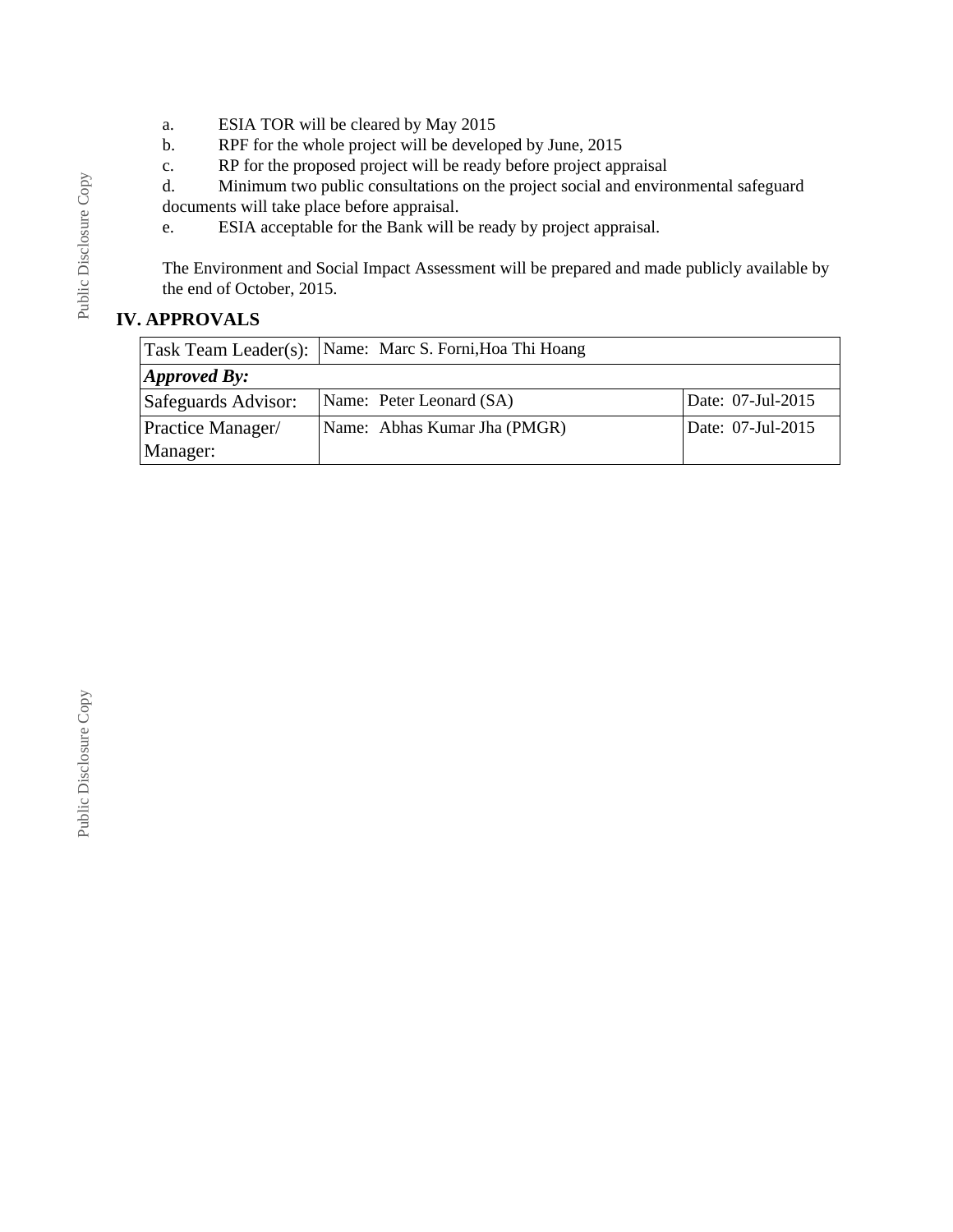a. ESIA TOR will be cleared by May 2015

b. RPF for the whole project will be developed by June, 2015

c. RP for the proposed project will be ready before project appraisal

d. Minimum two public consultations on the project social and environmental safeguard documents will take place before appraisal.

e. ESIA acceptable for the Bank will be ready by project appraisal.

The Environment and Social Impact Assessment will be prepared and made publicly available by the end of October, 2015.

## IV. APPROVALS

| | | |
|---|---|---|
| Task Team Leader(s): | Name: Marc S. Forni,Hoa Thi Hoang | |
| ***Approved By:*** | | |
| Safeguards Advisor: | Name: Peter Leonard (SA) | Date: 07-Jul-2015 |
| Practice Manager/ Manager: | Name: Abhas Kumar Jha (PMGR) | Date: 07-Jul-2015 |